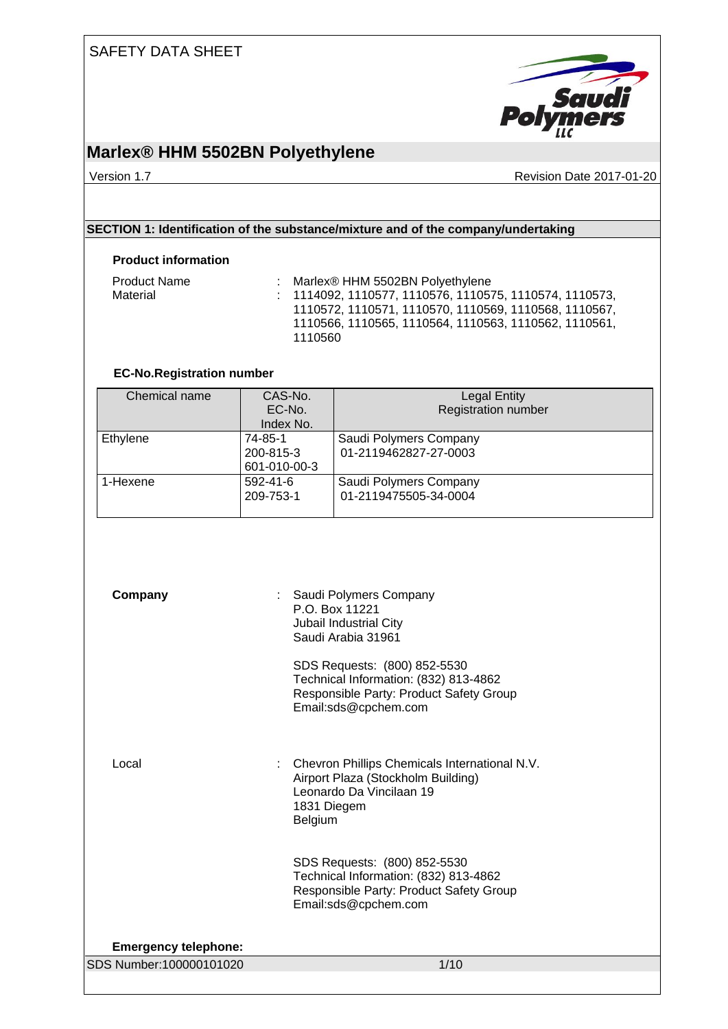SAFETY DATA SHEET

# Marlex® HHM 5502BN Polyethylene

Version 1.7 Revision Date 2017-01-20

## SECTION 1: Identification of the substance/mixture and of the company/undertaking

### Product information

Product Name : Marlex® HHM 5502BN Polyethylene

Material : 1114092, 1110577, 1110576, 1110575, 1110574, 1110573, 1110572, 1110571, 1110570, 1110569, 1110568, 1110567, 1110566, 1110565, 1110564, 1110563, 1110562, 1110561, 1110560

### EC-No.Registration number

| Chemical name | CAS-No.<br>EC-No.<br>Index No. | Legal Entity<br>Registration number |
|---|---|---|
| Ethylene | 74-85-1<br>200-815-3<br>601-010-00-3 | Saudi Polymers Company<br>01-2119462827-27-0003 |
| 1-Hexene | 592-41-6<br>209-753-1 | Saudi Polymers Company<br>01-2119475505-34-0004 |

**Company** : Saudi Polymers Company
P.O. Box 11221
Jubail Industrial City
Saudi Arabia 31961

SDS Requests: (800) 852-5530
Technical Information: (832) 813-4862
Responsible Party: Product Safety Group
Email:sds@cpchem.com

Local : Chevron Phillips Chemicals International N.V.
Airport Plaza (Stockholm Building)
Leonardo Da Vincilaan 19
1831 Diegem
Belgium

SDS Requests: (800) 852-5530
Technical Information: (832) 813-4862
Responsible Party: Product Safety Group
Email:sds@cpchem.com

**Emergency telephone:**

SDS Number:100000101020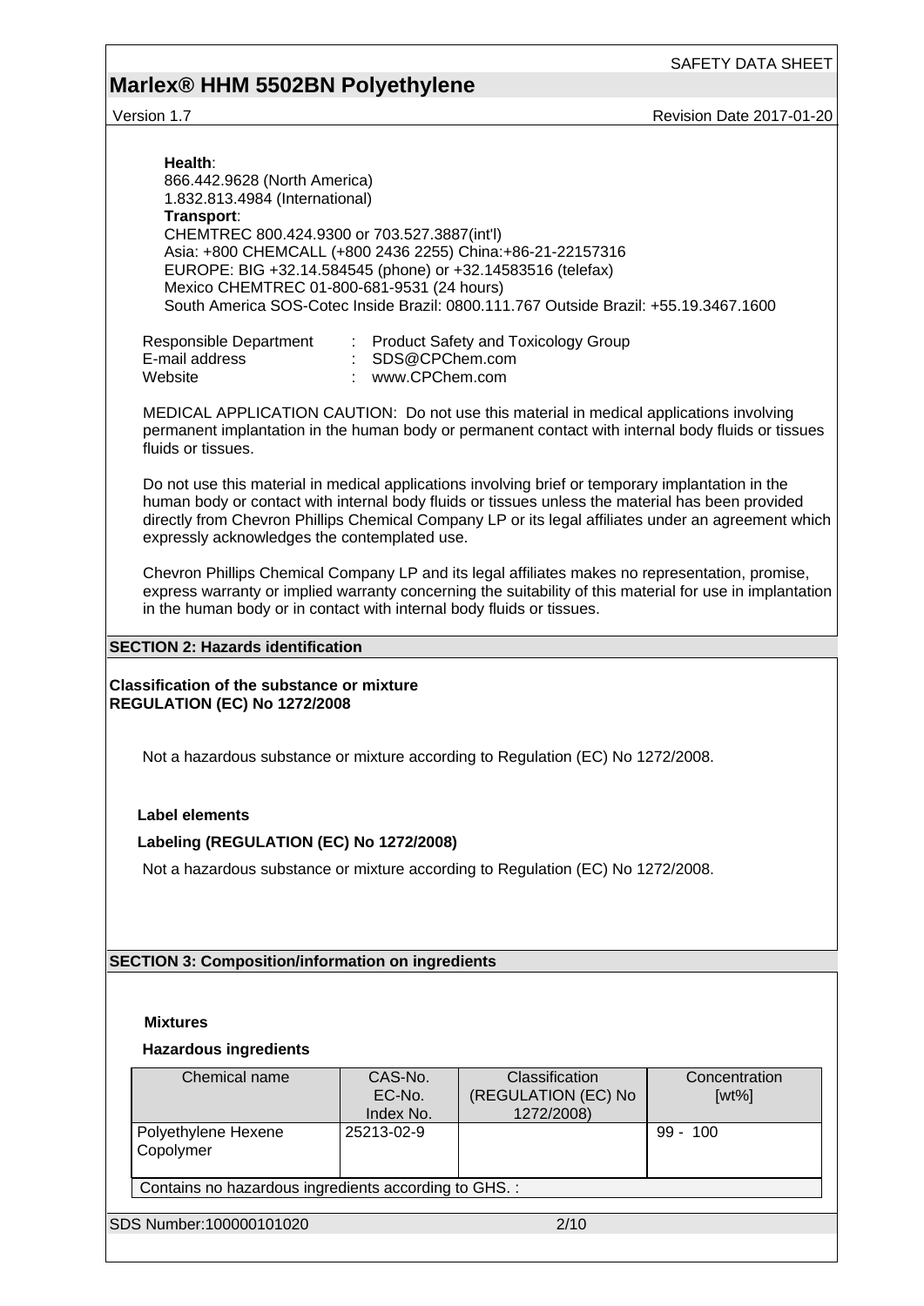**Health**:
866.442.9628 (North America)
1.832.813.4984 (International)
**Transport**:
CHEMTREC 800.424.9300 or 703.527.3887(int'l)
Asia: +800 CHEMCALL (+800 2436 2255) China:+86-21-22157316
EUROPE: BIG +32.14.584545 (phone) or +32.14583516 (telefax)
Mexico CHEMTREC 01-800-681-9531 (24 hours)
South America SOS-Cotec Inside Brazil: 0800.111.767 Outside Brazil: +55.19.3467.1600

Responsible Department : Product Safety and Toxicology Group
E-mail address : SDS@CPChem.com
Website : www.CPChem.com

MEDICAL APPLICATION CAUTION: Do not use this material in medical applications involving permanent implantation in the human body or permanent contact with internal body fluids or tissues fluids or tissues.

Do not use this material in medical applications involving brief or temporary implantation in the human body or contact with internal body fluids or tissues unless the material has been provided directly from Chevron Phillips Chemical Company LP or its legal affiliates under an agreement which expressly acknowledges the contemplated use.

Chevron Phillips Chemical Company LP and its legal affiliates makes no representation, promise, express warranty or implied warranty concerning the suitability of this material for use in implantation in the human body or in contact with internal body fluids or tissues.

## SECTION 2: Hazards identification

**Classification of the substance or mixture**
**REGULATION (EC) No 1272/2008**

Not a hazardous substance or mixture according to Regulation (EC) No 1272/2008.

**Label elements**

**Labeling (REGULATION (EC) No 1272/2008)**

Not a hazardous substance or mixture according to Regulation (EC) No 1272/2008.

## SECTION 3: Composition/information on ingredients

**Mixtures**

**Hazardous ingredients**

| Chemical name | CAS-No. EC-No. Index No. | Classification (REGULATION (EC) No 1272/2008) | Concentration [wt%] |
|---|---|---|---|
| Polyethylene Hexene Copolymer | 25213-02-9 | | 99 - 100 |
| Contains no hazardous ingredients according to GHS. : | | | |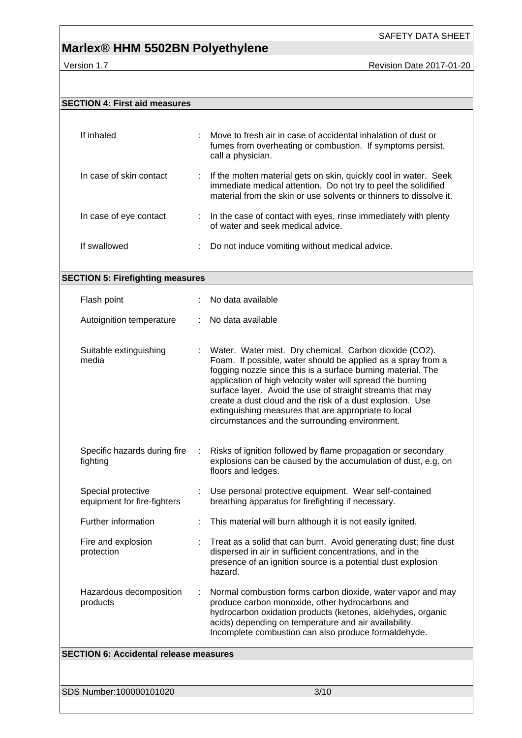## SECTION 4: First aid measures

| | |
|---|---|
| If inhaled | Move to fresh air in case of accidental inhalation of dust or fumes from overheating or combustion. If symptoms persist, call a physician. |
| In case of skin contact | If the molten material gets on skin, quickly cool in water. Seek immediate medical attention. Do not try to peel the solidified material from the skin or use solvents or thinners to dissolve it. |
| In case of eye contact | In the case of contact with eyes, rinse immediately with plenty of water and seek medical advice. |
| If swallowed | Do not induce vomiting without medical advice. |

## SECTION 5: Firefighting measures

| | |
|---|---|
| Flash point | No data available |
| Autoignition temperature | No data available |
| Suitable extinguishing media | Water. Water mist. Dry chemical. Carbon dioxide ($CO_2$). Foam. If possible, water should be applied as a spray from a fogging nozzle since this is a surface burning material. The application of high velocity water will spread the burning surface layer. Avoid the use of straight streams that may create a dust cloud and the risk of a dust explosion. Use extinguishing measures that are appropriate to local circumstances and the surrounding environment. |
| Specific hazards during fire fighting | Risks of ignition followed by flame propagation or secondary explosions can be caused by the accumulation of dust, e.g. on floors and ledges. |
| Special protective equipment for fire-fighters | Use personal protective equipment. Wear self-contained breathing apparatus for firefighting if necessary. |
| Further information | This material will burn although it is not easily ignited. |
| Fire and explosion protection | Treat as a solid that can burn. Avoid generating dust; fine dust dispersed in air in sufficient concentrations, and in the presence of an ignition source is a potential dust explosion hazard. |
| Hazardous decomposition products | Normal combustion forms carbon dioxide, water vapor and may produce carbon monoxide, other hydrocarbons and hydrocarbon oxidation products (ketones, aldehydes, organic acids) depending on temperature and air availability. Incomplete combustion can also produce formaldehyde. |

## SECTION 6: Accidental release measures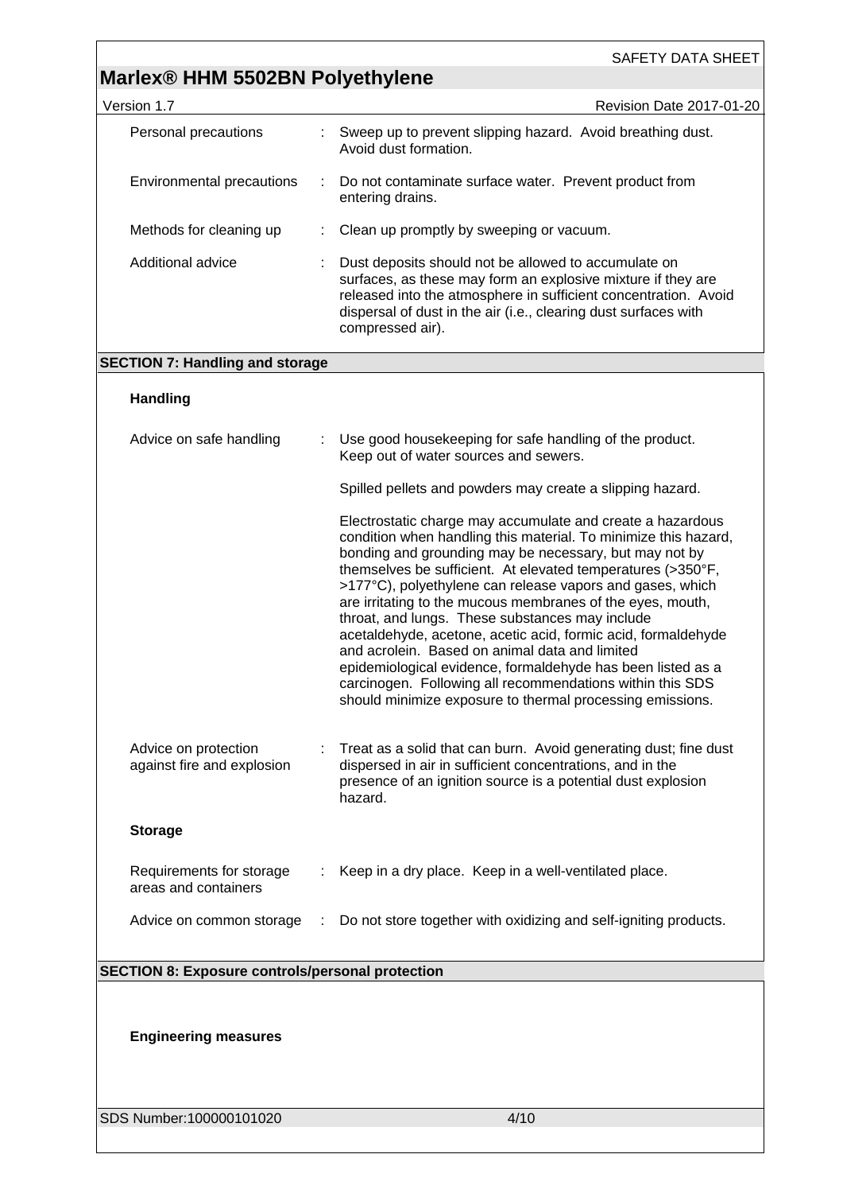| | |
|---|---|
| Personal precautions | : Sweep up to prevent slipping hazard. Avoid breathing dust. Avoid dust formation. |
| Environmental precautions | : Do not contaminate surface water. Prevent product from entering drains. |
| Methods for cleaning up | : Clean up promptly by sweeping or vacuum. |
| Additional advice | : Dust deposits should not be allowed to accumulate on surfaces, as these may form an explosive mixture if they are released into the atmosphere in sufficient concentration. Avoid dispersal of dust in the air (i.e., clearing dust surfaces with compressed air). |

## SECTION 7: Handling and storage

### Handling

| | |
|---|---|
| Advice on safe handling | : Use good housekeeping for safe handling of the product. Keep out of water sources and sewers.<br><br>Spilled pellets and powders may create a slipping hazard.<br><br>Electrostatic charge may accumulate and create a hazardous condition when handling this material. To minimize this hazard, bonding and grounding may be necessary, but may not by themselves be sufficient. At elevated temperatures (>350°F, >177°C), polyethylene can release vapors and gases, which are irritating to the mucous membranes of the eyes, mouth, throat, and lungs. These substances may include acetaldehyde, acetone, acetic acid, formic acid, formaldehyde and acrolein. Based on animal data and limited epidemiological evidence, formaldehyde has been listed as a carcinogen. Following all recommendations within this SDS should minimize exposure to thermal processing emissions. |
| Advice on protection against fire and explosion | : Treat as a solid that can burn. Avoid generating dust; fine dust dispersed in air in sufficient concentrations, and in the presence of an ignition source is a potential dust explosion hazard. |

### Storage

| | |
|---|---|
| Requirements for storage areas and containers | : Keep in a dry place. Keep in a well-ventilated place. |
| Advice on common storage | : Do not store together with oxidizing and self-igniting products. |

## SECTION 8: Exposure controls/personal protection

### Engineering measures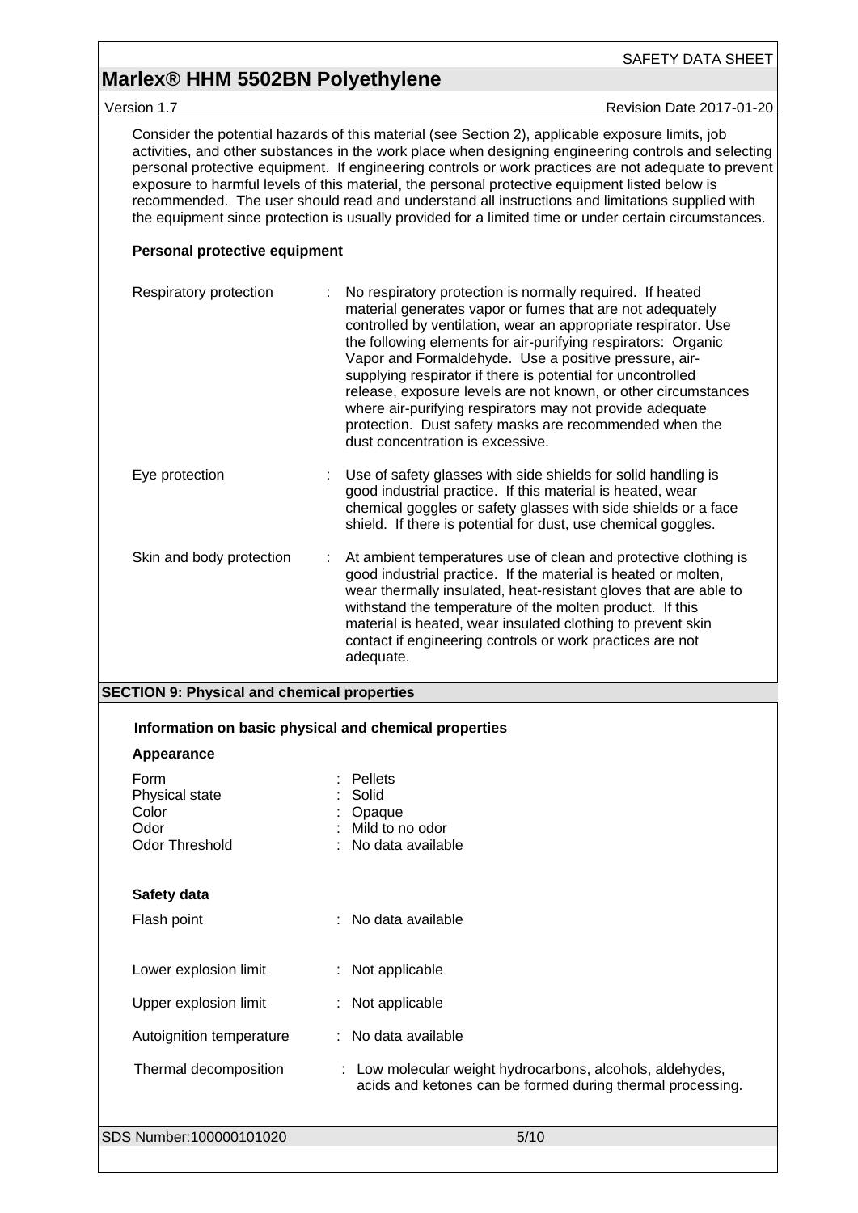Consider the potential hazards of this material (see Section 2), applicable exposure limits, job activities, and other substances in the work place when designing engineering controls and selecting personal protective equipment. If engineering controls or work practices are not adequate to prevent exposure to harmful levels of this material, the personal protective equipment listed below is recommended. The user should read and understand all instructions and limitations supplied with the equipment since protection is usually provided for a limited time or under certain circumstances.

**Personal protective equipment**

| | |
|---|---|
| Respiratory protection | : No respiratory protection is normally required. If heated material generates vapor or fumes that are not adequately controlled by ventilation, wear an appropriate respirator. Use the following elements for air-purifying respirators: Organic Vapor and Formaldehyde. Use a positive pressure, air-supplying respirator if there is potential for uncontrolled release, exposure levels are not known, or other circumstances where air-purifying respirators may not provide adequate protection. Dust safety masks are recommended when the dust concentration is excessive. |
| Eye protection | : Use of safety glasses with side shields for solid handling is good industrial practice. If this material is heated, wear chemical goggles or safety glasses with side shields or a face shield. If there is potential for dust, use chemical goggles. |
| Skin and body protection | : At ambient temperatures use of clean and protective clothing is good industrial practice. If the material is heated or molten, wear thermally insulated, heat-resistant gloves that are able to withstand the temperature of the molten product. If this material is heated, wear insulated clothing to prevent skin contact if engineering controls or work practices are not adequate. |

## SECTION 9: Physical and chemical properties

**Information on basic physical and chemical properties**

**Appearance**

| | |
|---|---|
| Form | : Pellets |
| Physical state | : Solid |
| Color | : Opaque |
| Odor | : Mild to no odor |
| Odor Threshold | : No data available |

**Safety data**

| | |
|---|---|
| Flash point | : No data available |
| Lower explosion limit | : Not applicable |
| Upper explosion limit | : Not applicable |
| Autoignition temperature | : No data available |
| Thermal decomposition | : Low molecular weight hydrocarbons, alcohols, aldehydes, acids and ketones can be formed during thermal processing. |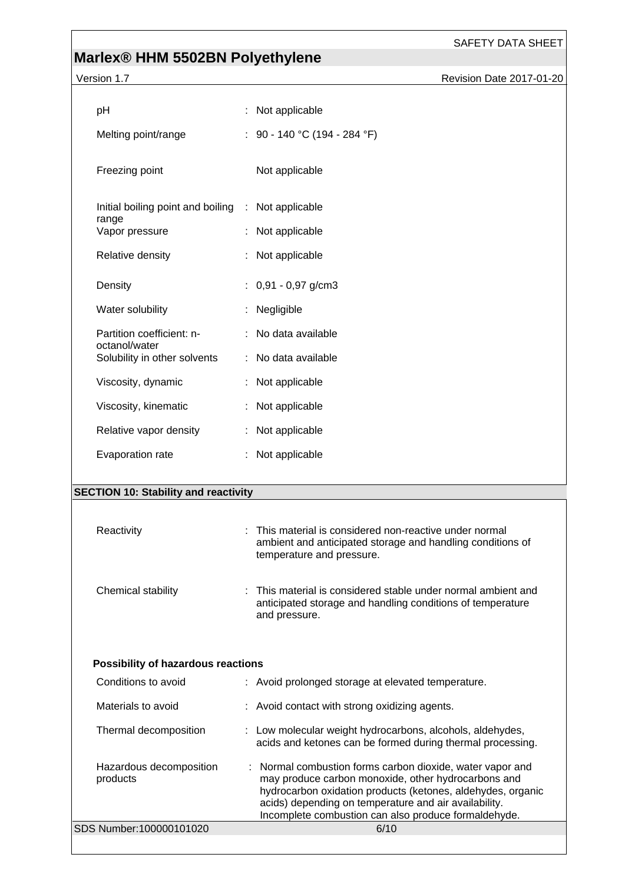| | |
|---|---|
| pH | : Not applicable |
| Melting point/range | : 90 - 140 °C (194 - 284 °F) |
| Freezing point | Not applicable |
| Initial boiling point and boiling range | : Not applicable |
| Vapor pressure | : Not applicable |
| Relative density | : Not applicable |
| Density | : 0,91 - 0,97 g/cm3 |
| Water solubility | : Negligible |
| Partition coefficient: n-octanol/water | : No data available |
| Solubility in other solvents | : No data available |
| Viscosity, dynamic | : Not applicable |
| Viscosity, kinematic | : Not applicable |
| Relative vapor density | : Not applicable |
| Evaporation rate | : Not applicable |

## SECTION 10: Stability and reactivity

| | |
|---|---|
| Reactivity | : This material is considered non-reactive under normal ambient and anticipated storage and handling conditions of temperature and pressure. |
| Chemical stability | : This material is considered stable under normal ambient and anticipated storage and handling conditions of temperature and pressure. |

**Possibility of hazardous reactions**

| | |
|---|---|
| Conditions to avoid | : Avoid prolonged storage at elevated temperature. |
| Materials to avoid | : Avoid contact with strong oxidizing agents. |
| Thermal decomposition | : Low molecular weight hydrocarbons, alcohols, aldehydes, acids and ketones can be formed during thermal processing. |
| Hazardous decomposition products | : Normal combustion forms carbon dioxide, water vapor and may produce carbon monoxide, other hydrocarbons and hydrocarbon oxidation products (ketones, aldehydes, organic acids) depending on temperature and air availability. Incomplete combustion can also produce formaldehyde. |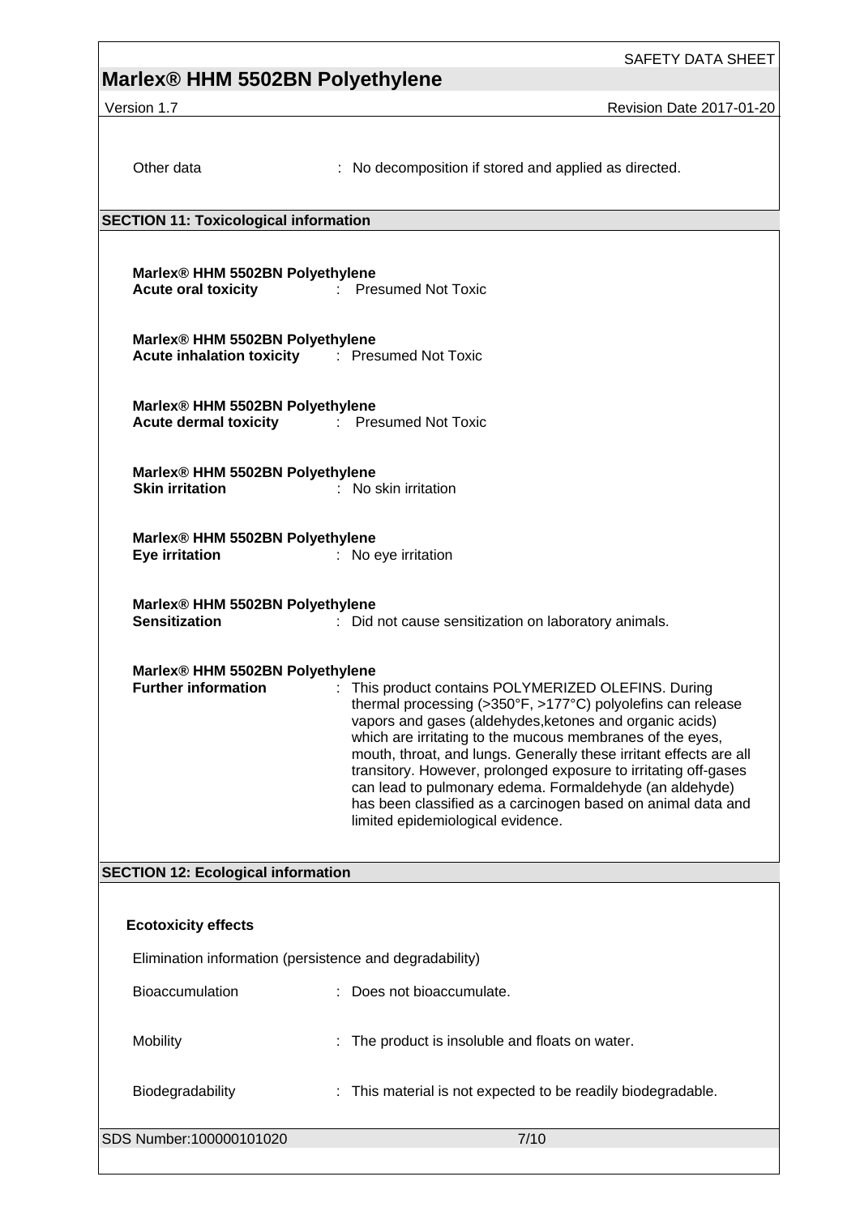Other data : No decomposition if stored and applied as directed.

## SECTION 11: Toxicological information

**Marlex® HHM 5502BN Polyethylene**
**Acute oral toxicity** : Presumed Not Toxic

**Marlex® HHM 5502BN Polyethylene**
**Acute inhalation toxicity** : Presumed Not Toxic

**Marlex® HHM 5502BN Polyethylene**
**Acute dermal toxicity** : Presumed Not Toxic

**Marlex® HHM 5502BN Polyethylene**
**Skin irritation** : No skin irritation

**Marlex® HHM 5502BN Polyethylene**
**Eye irritation** : No eye irritation

**Marlex® HHM 5502BN Polyethylene**
**Sensitization** : Did not cause sensitization on laboratory animals.

**Marlex® HHM 5502BN Polyethylene**
**Further information** : This product contains POLYMERIZED OLEFINS. During thermal processing (>350°F, >177°C) polyolefins can release vapors and gases (aldehydes,ketones and organic acids) which are irritating to the mucous membranes of the eyes, mouth, throat, and lungs. Generally these irritant effects are all transitory. However, prolonged exposure to irritating off-gases can lead to pulmonary edema. Formaldehyde (an aldehyde) has been classified as a carcinogen based on animal data and limited epidemiological evidence.

## SECTION 12: Ecological information

**Ecotoxicity effects**

Elimination information (persistence and degradability)

Bioaccumulation : Does not bioaccumulate.

Mobility : The product is insoluble and floats on water.

Biodegradability : This material is not expected to be readily biodegradable.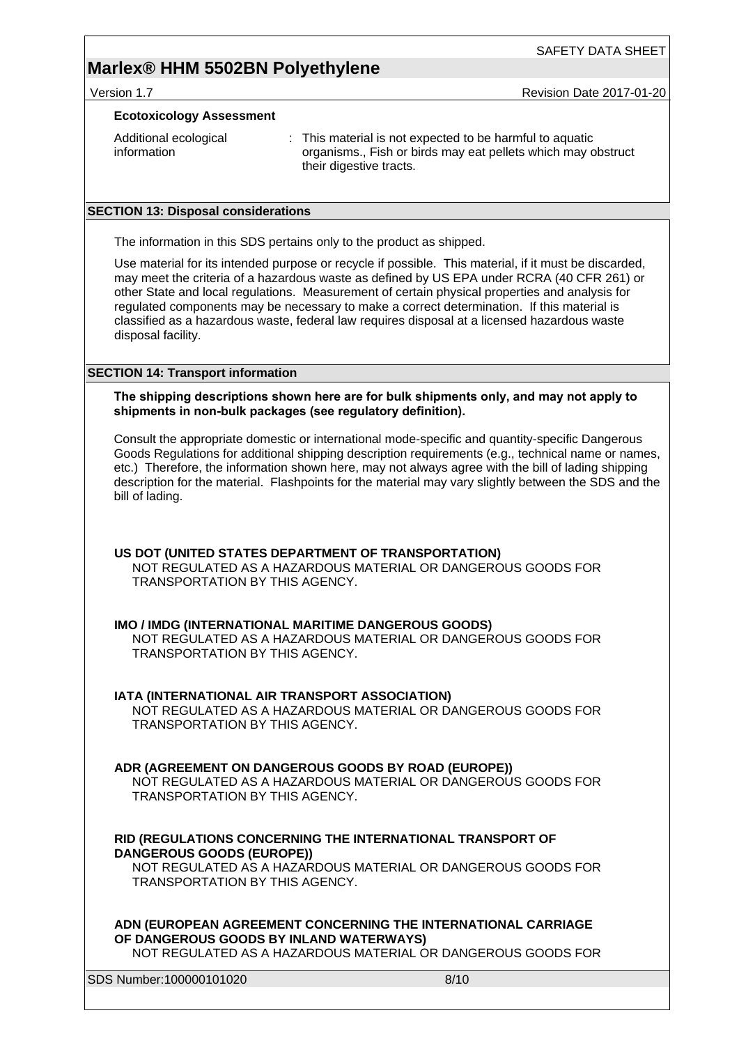**Ecotoxicology Assessment**

Additional ecological information : This material is not expected to be harmful to aquatic organisms., Fish or birds may eat pellets which may obstruct their digestive tracts.

## SECTION 13: Disposal considerations

The information in this SDS pertains only to the product as shipped.

Use material for its intended purpose or recycle if possible. This material, if it must be discarded, may meet the criteria of a hazardous waste as defined by US EPA under RCRA (40 CFR 261) or other State and local regulations. Measurement of certain physical properties and analysis for regulated components may be necessary to make a correct determination. If this material is classified as a hazardous waste, federal law requires disposal at a licensed hazardous waste disposal facility.

## SECTION 14: Transport information

**The shipping descriptions shown here are for bulk shipments only, and may not apply to shipments in non-bulk packages (see regulatory definition).**

Consult the appropriate domestic or international mode-specific and quantity-specific Dangerous Goods Regulations for additional shipping description requirements (e.g., technical name or names, etc.) Therefore, the information shown here, may not always agree with the bill of lading shipping description for the material. Flashpoints for the material may vary slightly between the SDS and the bill of lading.

**US DOT (UNITED STATES DEPARTMENT OF TRANSPORTATION)**
NOT REGULATED AS A HAZARDOUS MATERIAL OR DANGEROUS GOODS FOR TRANSPORTATION BY THIS AGENCY.

**IMO / IMDG (INTERNATIONAL MARITIME DANGEROUS GOODS)**
NOT REGULATED AS A HAZARDOUS MATERIAL OR DANGEROUS GOODS FOR TRANSPORTATION BY THIS AGENCY.

**IATA (INTERNATIONAL AIR TRANSPORT ASSOCIATION)**
NOT REGULATED AS A HAZARDOUS MATERIAL OR DANGEROUS GOODS FOR TRANSPORTATION BY THIS AGENCY.

**ADR (AGREEMENT ON DANGEROUS GOODS BY ROAD (EUROPE))**
NOT REGULATED AS A HAZARDOUS MATERIAL OR DANGEROUS GOODS FOR TRANSPORTATION BY THIS AGENCY.

**RID (REGULATIONS CONCERNING THE INTERNATIONAL TRANSPORT OF DANGEROUS GOODS (EUROPE))**
NOT REGULATED AS A HAZARDOUS MATERIAL OR DANGEROUS GOODS FOR TRANSPORTATION BY THIS AGENCY.

**ADN (EUROPEAN AGREEMENT CONCERNING THE INTERNATIONAL CARRIAGE OF DANGEROUS GOODS BY INLAND WATERWAYS)**
NOT REGULATED AS A HAZARDOUS MATERIAL OR DANGEROUS GOODS FOR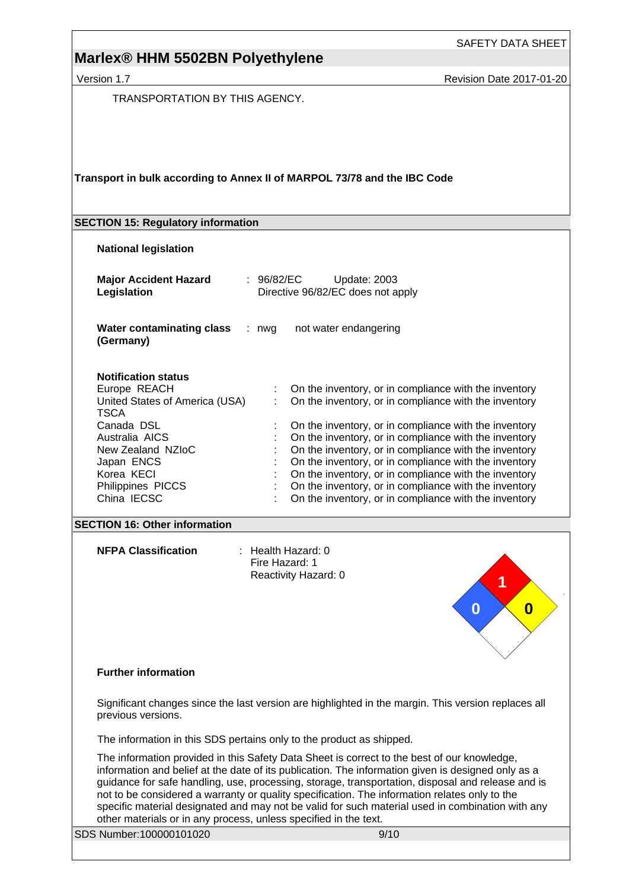TRANSPORTATION BY THIS AGENCY.

**Transport in bulk according to Annex II of MARPOL 73/78 and the IBC Code**

## SECTION 15: Regulatory information

**National legislation**

**Major Accident Hazard Legislation** : 96/82/EC Update: 2003
Directive 96/82/EC does not apply

**Water contaminating class (Germany)** : nwg not water endangering

**Notification status**

| | |
|---|---|
| Europe REACH | : On the inventory, or in compliance with the inventory |
| United States of America (USA) TSCA | : On the inventory, or in compliance with the inventory |
| Canada DSL | : On the inventory, or in compliance with the inventory |
| Australia AICS | : On the inventory, or in compliance with the inventory |
| New Zealand NZIoC | : On the inventory, or in compliance with the inventory |
| Japan ENCS | : On the inventory, or in compliance with the inventory |
| Korea KECI | : On the inventory, or in compliance with the inventory |
| Philippines PICCS | : On the inventory, or in compliance with the inventory |
| China IECSC | : On the inventory, or in compliance with the inventory |

## SECTION 16: Other information

**NFPA Classification** : Health Hazard: 0
Fire Hazard: 1
Reactivity Hazard: 0

1
0
0

**Further information**

Significant changes since the last version are highlighted in the margin. This version replaces all previous versions.

The information in this SDS pertains only to the product as shipped.

The information provided in this Safety Data Sheet is correct to the best of our knowledge, information and belief at the date of its publication. The information given is designed only as a guidance for safe handling, use, processing, storage, transportation, disposal and release and is not to be considered a warranty or quality specification. The information relates only to the specific material designated and may not be valid for such material used in combination with any other materials or in any process, unless specified in the text.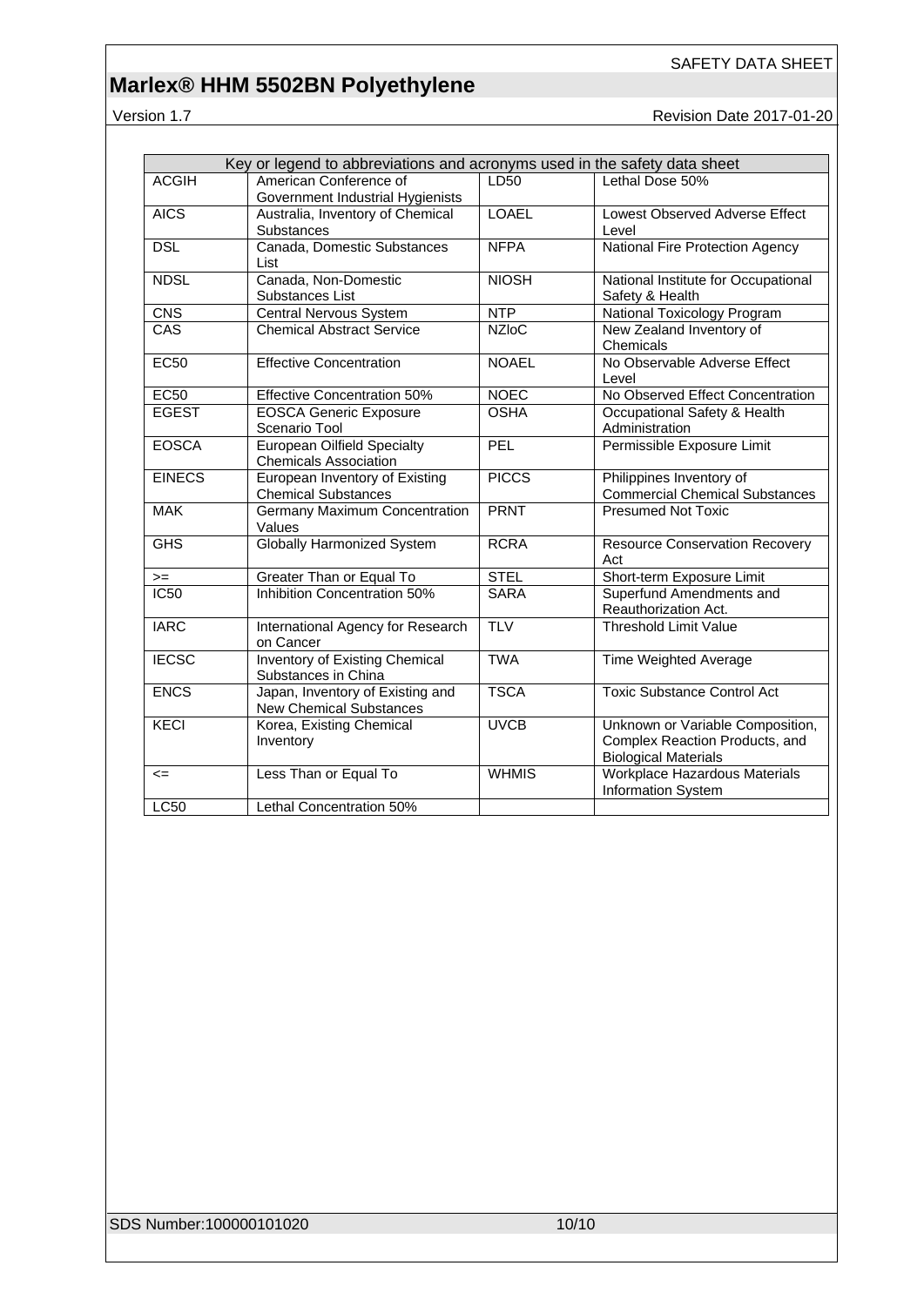| Key or legend to abbreviations and acronyms used in the safety data sheet | | | |
|---|---|---|---|
| ACGIH | American Conference of Government Industrial Hygienists | LD50 | Lethal Dose 50% |
| AICS | Australia, Inventory of Chemical Substances | LOAEL | Lowest Observed Adverse Effect Level |
| DSL | Canada, Domestic Substances List | NFPA | National Fire Protection Agency |
| NDSL | Canada, Non-Domestic Substances List | NIOSH | National Institute for Occupational Safety & Health |
| CNS | Central Nervous System | NTP | National Toxicology Program |
| CAS | Chemical Abstract Service | NZIoC | New Zealand Inventory of Chemicals |
| EC50 | Effective Concentration | NOAEL | No Observable Adverse Effect Level |
| EC50 | Effective Concentration 50% | NOEC | No Observed Effect Concentration |
| EGEST | EOSCA Generic Exposure Scenario Tool | OSHA | Occupational Safety & Health Administration |
| EOSCA | European Oilfield Specialty Chemicals Association | PEL | Permissible Exposure Limit |
| EINECS | European Inventory of Existing Chemical Substances | PICCS | Philippines Inventory of Commercial Chemical Substances |
| MAK | Germany Maximum Concentration Values | PRNT | Presumed Not Toxic |
| GHS | Globally Harmonized System | RCRA | Resource Conservation Recovery Act |
| >= | Greater Than or Equal To | STEL | Short-term Exposure Limit |
| IC50 | Inhibition Concentration 50% | SARA | Superfund Amendments and Reauthorization Act. |
| IARC | International Agency for Research on Cancer | TLV | Threshold Limit Value |
| IECSC | Inventory of Existing Chemical Substances in China | TWA | Time Weighted Average |
| ENCS | Japan, Inventory of Existing and New Chemical Substances | TSCA | Toxic Substance Control Act |
| KECI | Korea, Existing Chemical Inventory | UVCB | Unknown or Variable Composition, Complex Reaction Products, and Biological Materials |
| <= | Less Than or Equal To | WHMIS | Workplace Hazardous Materials Information System |
| LC50 | Lethal Concentration 50% | | |